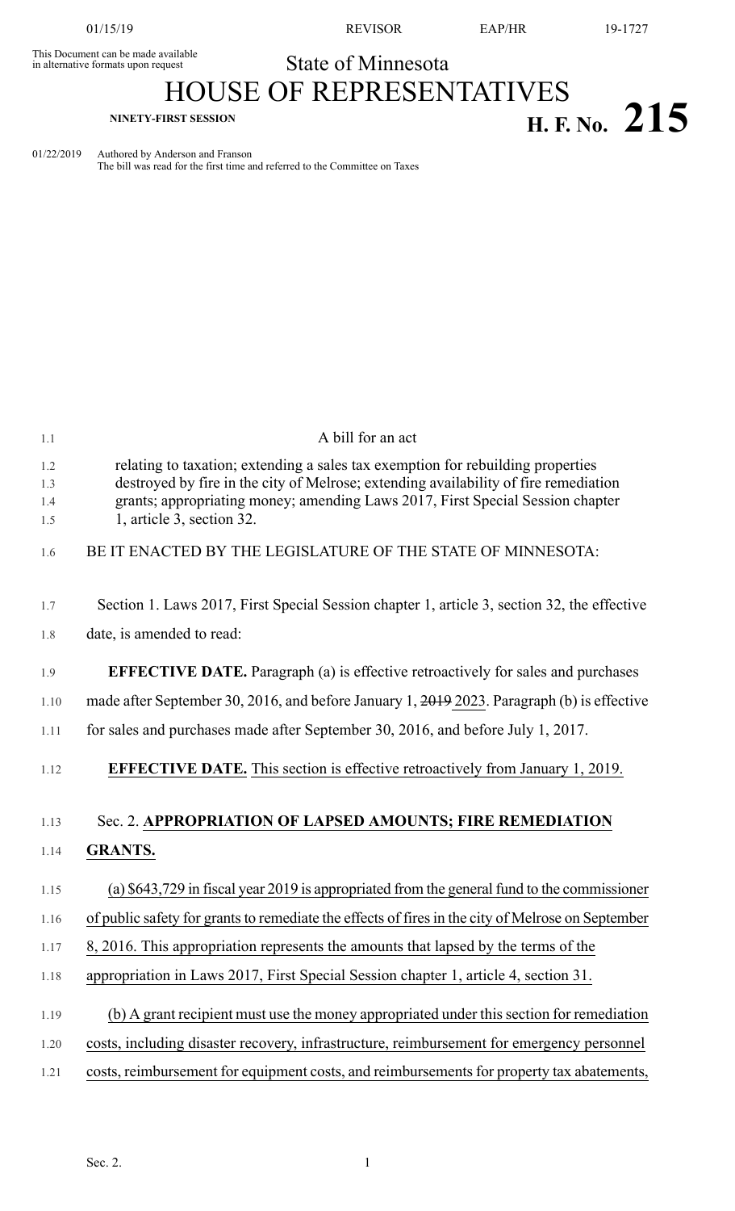This Document can be made available in alternative formats upon request

State of Minnesota

# HOUSE OF REPRESENTATIVES

**NINETY-FIRST SESSION**

# H. F. No. 215

01/22/2019 Authored by Anderson and Franson
The bill was read for the first time and referred to the Committee on Taxes

A bill for an act

relating to taxation; extending a sales tax exemption for rebuilding properties destroyed by fire in the city of Melrose; extending availability of fire remediation grants; appropriating money; amending Laws 2017, First Special Session chapter 1, article 3, section 32.

BE IT ENACTED BY THE LEGISLATURE OF THE STATE OF MINNESOTA:

Section 1. Laws 2017, First Special Session chapter 1, article 3, section 32, the effective date, is amended to read:

**EFFECTIVE DATE.** Paragraph (a) is effective retroactively for sales and purchases made after September 30, 2016, and before January 1, ~~2019~~ 2023. Paragraph (b) is effective for sales and purchases made after September 30, 2016, and before July 1, 2017.

**EFFECTIVE DATE.** This section is effective retroactively from January 1, 2019.

Sec. 2. **APPROPRIATION OF LAPSED AMOUNTS; FIRE REMEDIATION GRANTS.**

(a) $643,729 in fiscal year 2019 is appropriated from the general fund to the commissioner of public safety for grants to remediate the effects of fires in the city of Melrose on September 8, 2016. This appropriation represents the amounts that lapsed by the terms of the appropriation in Laws 2017, First Special Session chapter 1, article 4, section 31.

(b) A grant recipient must use the money appropriated under this section for remediation costs, including disaster recovery, infrastructure, reimbursement for emergency personnel costs, reimbursement for equipment costs, and reimbursements for property tax abatements,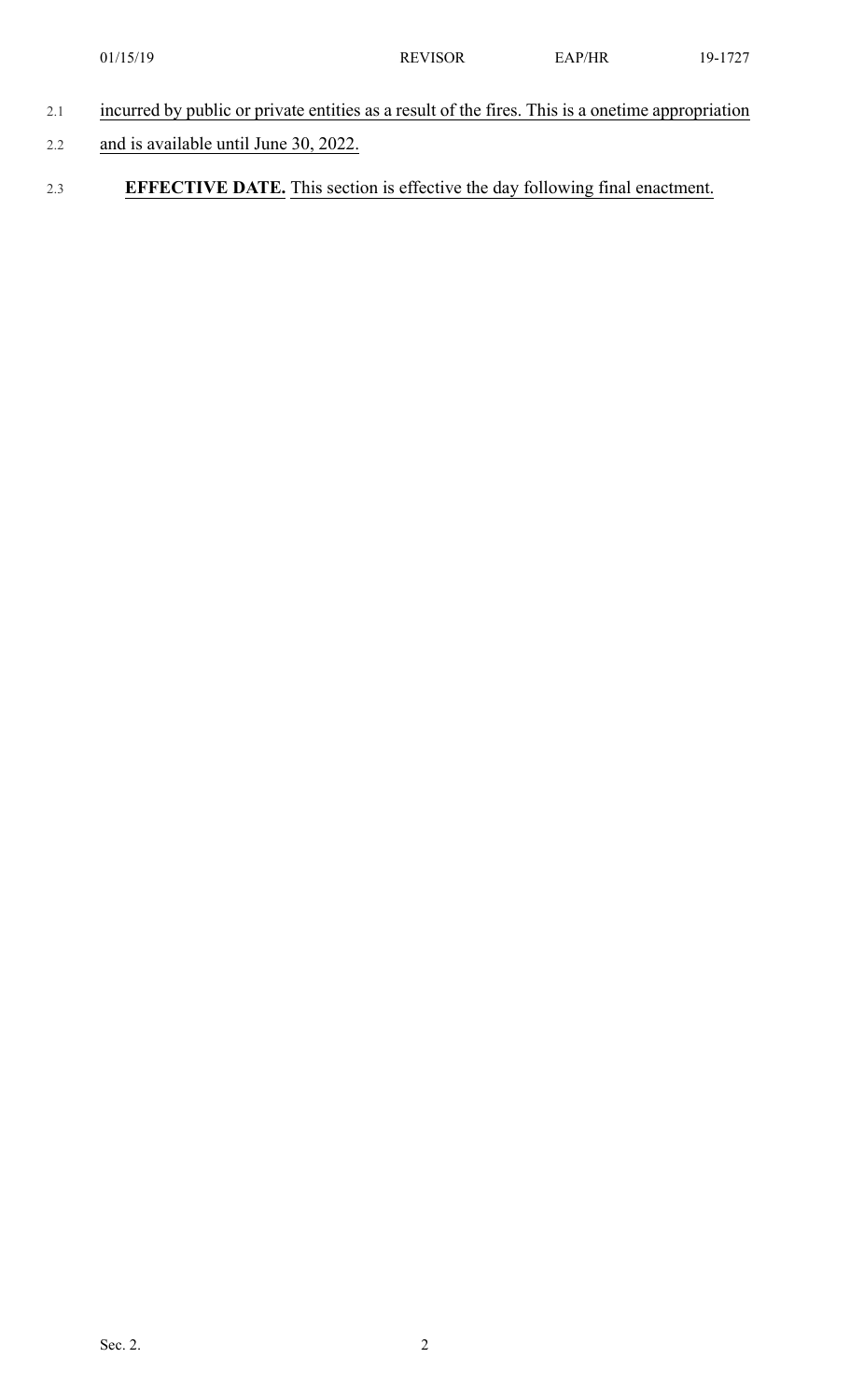incurred by public or private entities as a result of the fires. This is a onetime appropriation and is available until June 30, 2022.

**EFFECTIVE DATE.** This section is effective the day following final enactment.